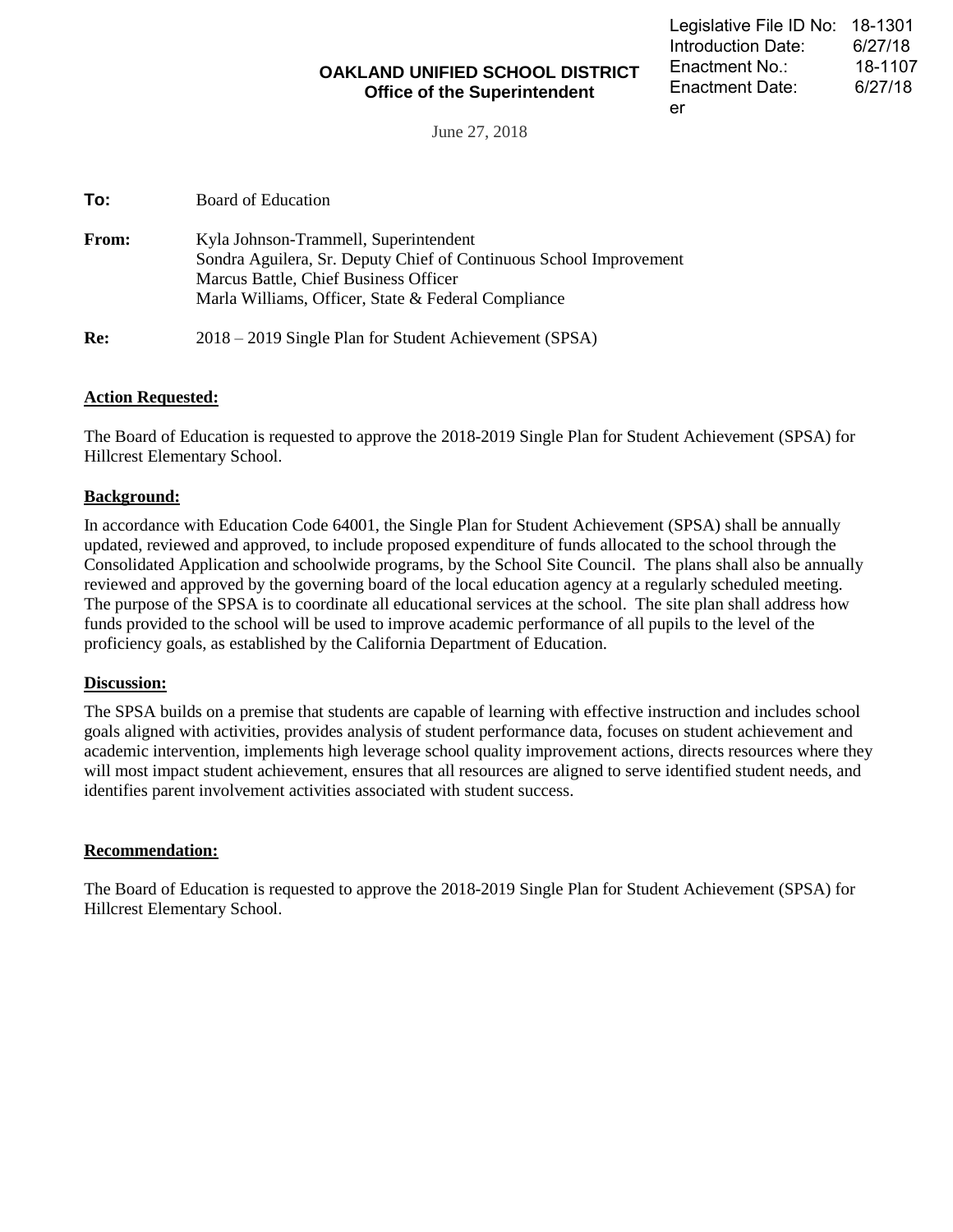Legislative File ID No: 18-1301
Introduction Date: 6/27/18
Enactment No.: 18-1107
Enactment Date: 6/27/18
er

**OAKLAND UNIFIED SCHOOL DISTRICT**
**Office of the Superintendent**

June 27, 2018

**To:** Board of Education

**From:** Kyla Johnson-Trammell, Superintendent
Sondra Aguilera, Sr. Deputy Chief of Continuous School Improvement
Marcus Battle, Chief Business Officer
Marla Williams, Officer, State & Federal Compliance

**Re:** 2018 – 2019 Single Plan for Student Achievement (SPSA)

**Action Requested:**

The Board of Education is requested to approve the 2018-2019 Single Plan for Student Achievement (SPSA) for Hillcrest Elementary School.

**Background:**

In accordance with Education Code 64001, the Single Plan for Student Achievement (SPSA) shall be annually updated, reviewed and approved, to include proposed expenditure of funds allocated to the school through the Consolidated Application and schoolwide programs, by the School Site Council. The plans shall also be annually reviewed and approved by the governing board of the local education agency at a regularly scheduled meeting. The purpose of the SPSA is to coordinate all educational services at the school. The site plan shall address how funds provided to the school will be used to improve academic performance of all pupils to the level of the proficiency goals, as established by the California Department of Education.

**Discussion:**

The SPSA builds on a premise that students are capable of learning with effective instruction and includes school goals aligned with activities, provides analysis of student performance data, focuses on student achievement and academic intervention, implements high leverage school quality improvement actions, directs resources where they will most impact student achievement, ensures that all resources are aligned to serve identified student needs, and identifies parent involvement activities associated with student success.

**Recommendation:**

The Board of Education is requested to approve the 2018-2019 Single Plan for Student Achievement (SPSA) for Hillcrest Elementary School.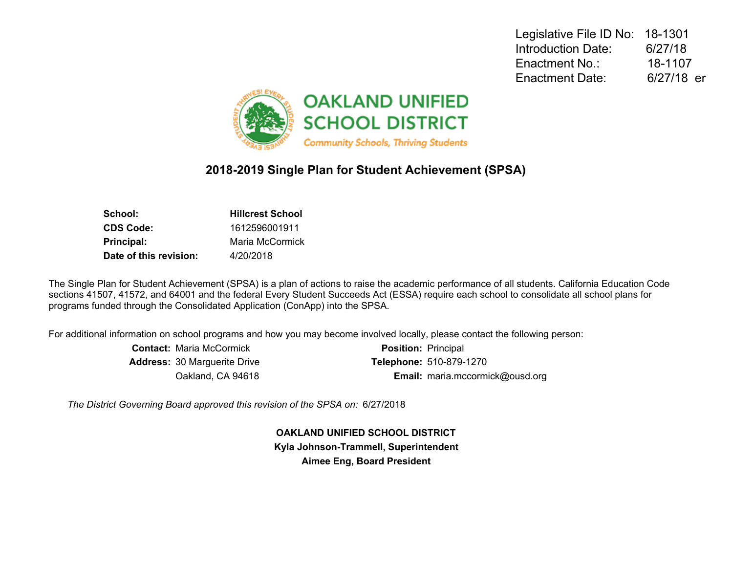Legislative File ID No: 18-1301
Introduction Date: 6/27/18
Enactment No.: 18-1107
Enactment Date: 6/27/18 er

OAKLAND UNIFIED SCHOOL DISTRICT

*Community Schools, Thriving Students*

## 2018-2019 Single Plan for Student Achievement (SPSA)

| | |
|---|---|
| **School:** | **Hillcrest School** |
| **CDS Code:** | 1612596001911 |
| **Principal:** | Maria McCormick |
| **Date of this revision:** | 4/20/2018 |

The Single Plan for Student Achievement (SPSA) is a plan of actions to raise the academic performance of all students. California Education Code sections 41507, 41572, and 64001 and the federal Every Student Succeeds Act (ESSA) require each school to consolidate all school plans for programs funded through the Consolidated Application (ConApp) into the SPSA.

For additional information on school programs and how you may become involved locally, please contact the following person:

| | | | |
|---|---|---|---|
| **Contact:** | Maria McCormick | **Position:** | Principal |
| **Address:** | 30 Marguerite Drive | **Telephone:** | 510-879-1270 |
| | Oakland, CA 94618 | **Email:** | maria.mccormick@ousd.org |

*The District Governing Board approved this revision of the SPSA on:* 6/27/2018

**OAKLAND UNIFIED SCHOOL DISTRICT**

**Kyla Johnson-Trammell, Superintendent**

**Aimee Eng, Board President**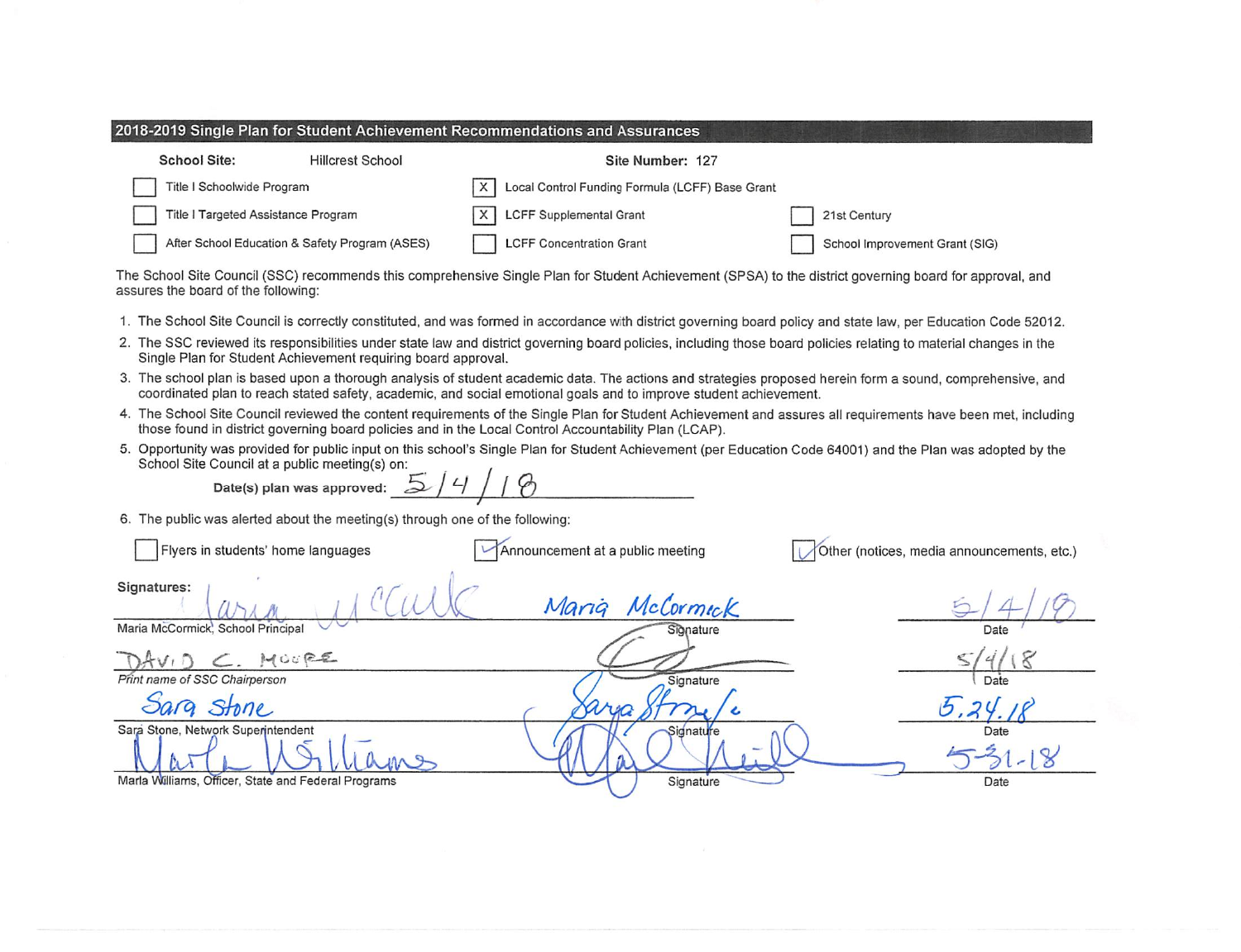## 2018-2019 Single Plan for Student Achievement Recommendations and Assurances

**School Site:** Hillcrest School **Site Number:** 127

- [ ] Title I Schoolwide Program
- [ ] Title I Targeted Assistance Program
- [ ] After School Education & Safety Program (ASES)
- [X] Local Control Funding Formula (LCFF) Base Grant
- [X] LCFF Supplemental Grant
- [ ] LCFF Concentration Grant
- [ ] 21st Century
- [ ] School Improvement Grant (SIG)

The School Site Council (SSC) recommends this comprehensive Single Plan for Student Achievement (SPSA) to the district governing board for approval, and assures the board of the following:

1. The School Site Council is correctly constituted, and was formed in accordance with district governing board policy and state law, per Education Code 52012.
2. The SSC reviewed its responsibilities under state law and district governing board policies, including those board policies relating to material changes in the Single Plan for Student Achievement requiring board approval.
3. The school plan is based upon a thorough analysis of student academic data. The actions and strategies proposed herein form a sound, comprehensive, and coordinated plan to reach stated safety, academic, and social emotional goals and to improve student achievement.
4. The School Site Council reviewed the content requirements of the Single Plan for Student Achievement and assures all requirements have been met, including those found in district governing board policies and in the Local Control Accountability Plan (LCAP).
5. Opportunity was provided for public input on this school's Single Plan for Student Achievement (per Education Code 64001) and the Plan was adopted by the School Site Council at a public meeting(s) on:

   **Date(s) plan was approved:** 5/4/18

6. The public was alerted about the meeting(s) through one of the following:

- [ ] Flyers in students' home languages
- [x] Announcement at a public meeting
- [x] Other (notices, media announcements, etc.)

**Signatures:**

| Name | Signature | Date |
|---|---|---|
| Maria McCormick, School Principal | Maria McCormick | 5/4/18 |
| DAVID C. MOORE (Print name of SSC Chairperson) | | 5/4/18 |
| Sara Stone, Network Superintendent | Sara Stone | 5.24.18 |
| Marla Williams, Officer, State and Federal Programs | | 5-31-18 |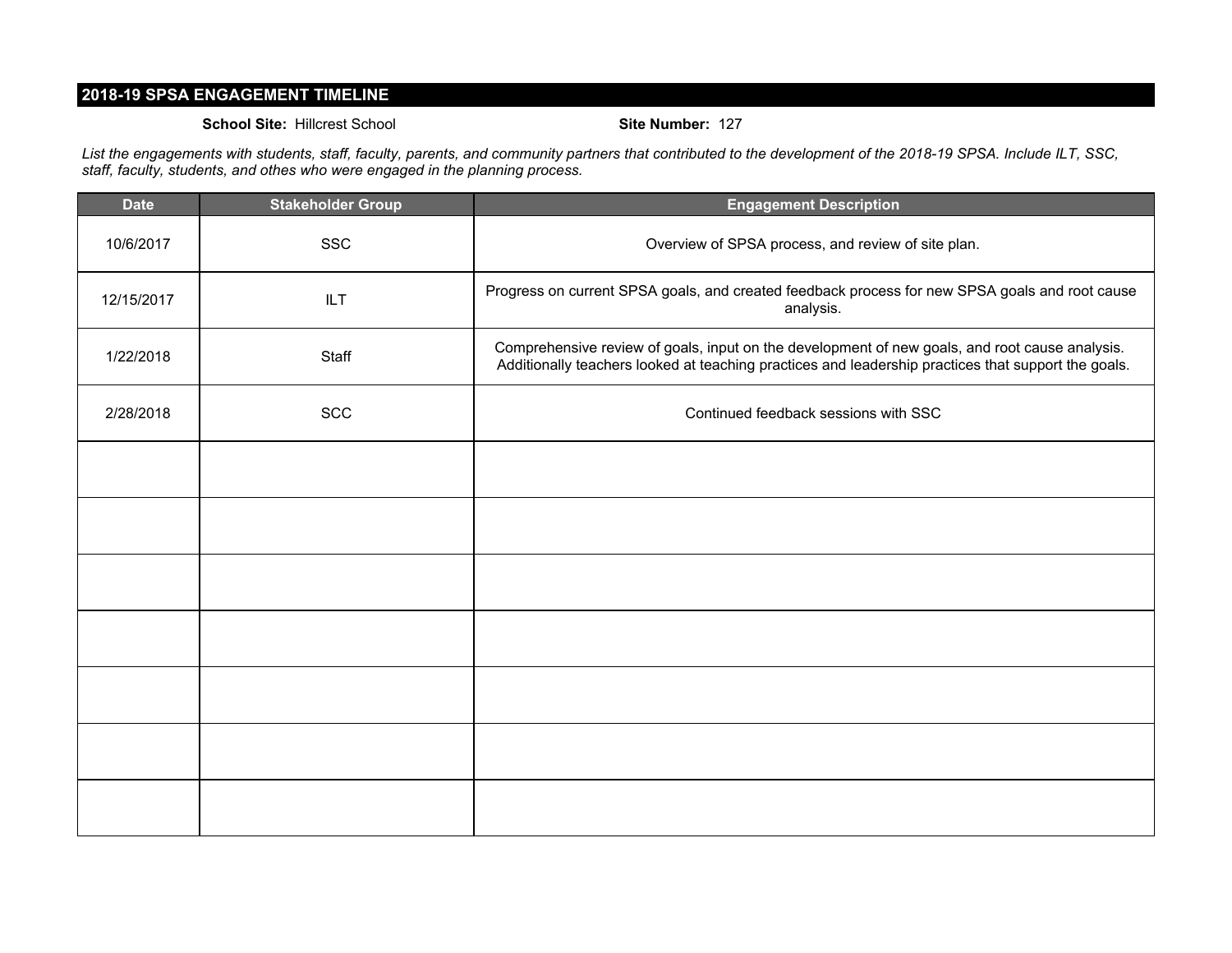## 2018-19 SPSA ENGAGEMENT TIMELINE

**School Site:** Hillcrest School **Site Number:** 127

*List the engagements with students, staff, faculty, parents, and community partners that contributed to the development of the 2018-19 SPSA. Include ILT, SSC, staff, faculty, students, and othes who were engaged in the planning process.*

| Date | Stakeholder Group | Engagement Description |
|---|---|---|
| 10/6/2017 | SSC | Overview of SPSA process, and review of site plan. |
| 12/15/2017 | ILT | Progress on current SPSA goals, and created feedback process for new SPSA goals and root cause analysis. |
| 1/22/2018 | Staff | Comprehensive review of goals, input on the development of new goals, and root cause analysis. Additionally teachers looked at teaching practices and leadership practices that support the goals. |
| 2/28/2018 | SCC | Continued feedback sessions with SSC |
| | | |
| | | |
| | | |
| | | |
| | | |
| | | |
| | | |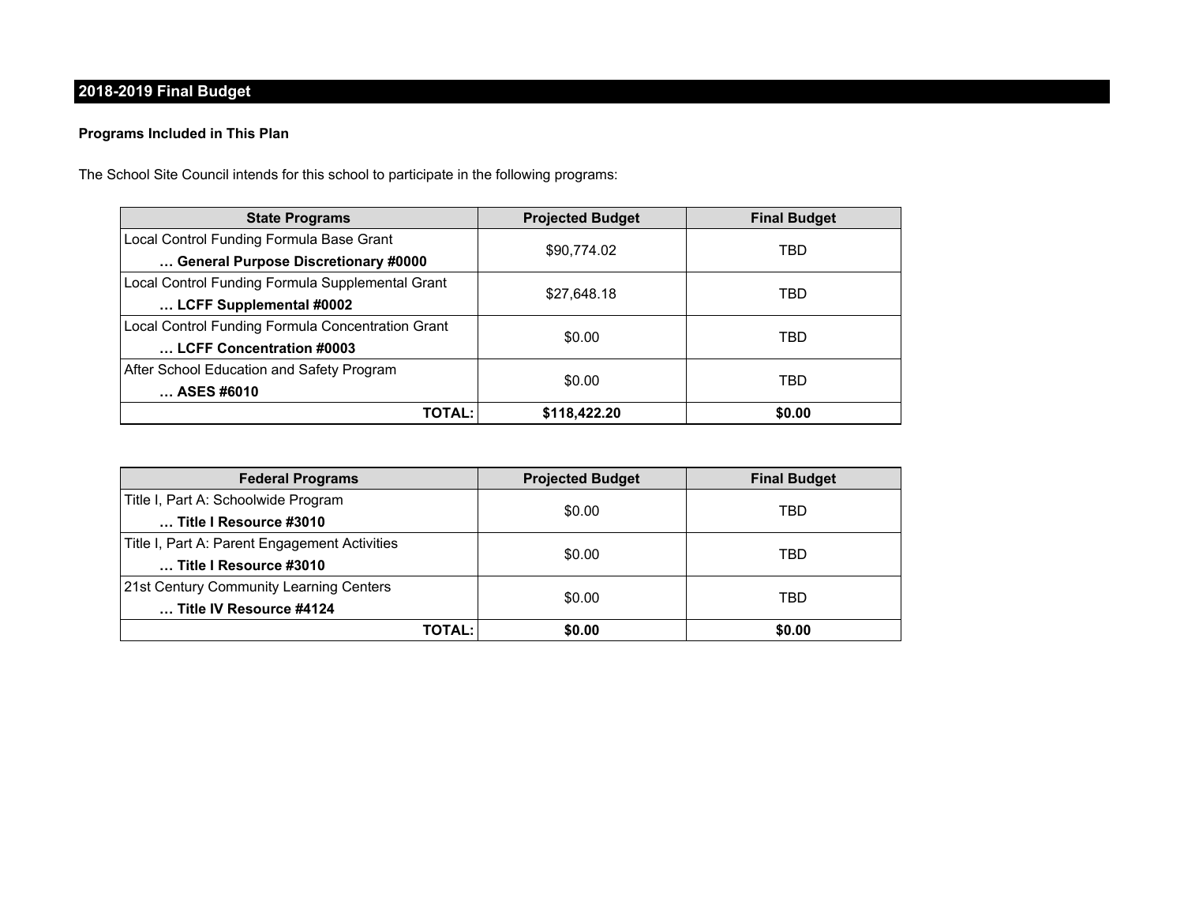## 2018-2019 Final Budget

**Programs Included in This Plan**

The School Site Council intends for this school to participate in the following programs:

| State Programs | Projected Budget | Final Budget |
|---|---|---|
| Local Control Funding Formula Base Grant<br>**… General Purpose Discretionary #0000** | $90,774.02 | TBD |
| Local Control Funding Formula Supplemental Grant<br>**… LCFF Supplemental #0002** | $27,648.18 | TBD |
| Local Control Funding Formula Concentration Grant<br>**… LCFF Concentration #0003** | $0.00 | TBD |
| After School Education and Safety Program<br>**… ASES #6010** | $0.00 | TBD |
| **TOTAL:** | **$118,422.20** | **$0.00** |

| Federal Programs | Projected Budget | Final Budget |
|---|---|---|
| Title I, Part A: Schoolwide Program<br>**… Title I Resource #3010** | $0.00 | TBD |
| Title I, Part A: Parent Engagement Activities<br>**… Title I Resource #3010** | $0.00 | TBD |
| 21st Century Community Learning Centers<br>**… Title IV Resource #4124** | $0.00 | TBD |
| **TOTAL:** | **$0.00** | **$0.00** |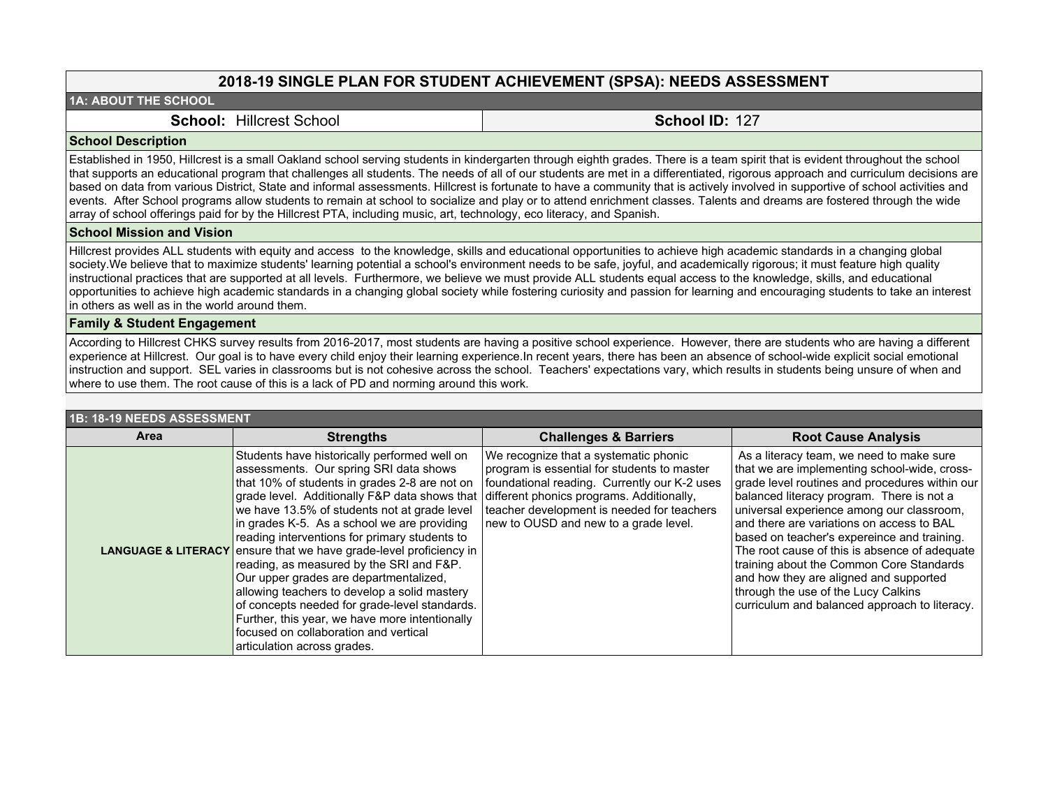# 2018-19 SINGLE PLAN FOR STUDENT ACHIEVEMENT (SPSA): NEEDS ASSESSMENT

## 1A: ABOUT THE SCHOOL

**School:** Hillcrest School

**School ID:** 127

### School Description

Established in 1950, Hillcrest is a small Oakland school serving students in kindergarten through eighth grades. There is a team spirit that is evident throughout the school that supports an educational program that challenges all students. The needs of all of our students are met in a differentiated, rigorous approach and curriculum decisions are based on data from various District, State and informal assessments. Hillcrest is fortunate to have a community that is actively involved in supportive of school activities and events. After School programs allow students to remain at school to socialize and play or to attend enrichment classes. Talents and dreams are fostered through the wide array of school offerings paid for by the Hillcrest PTA, including music, art, technology, eco literacy, and Spanish.

### School Mission and Vision

Hillcrest provides ALL students with equity and access to the knowledge, skills and educational opportunities to achieve high academic standards in a changing global society.We believe that to maximize students' learning potential a school's environment needs to be safe, joyful, and academically rigorous; it must feature high quality instructional practices that are supported at all levels. Furthermore, we believe we must provide ALL students equal access to the knowledge, skills, and educational opportunities to achieve high academic standards in a changing global society while fostering curiosity and passion for learning and encouraging students to take an interest in others as well as in the world around them.

### Family & Student Engagement

According to Hillcrest CHKS survey results from 2016-2017, most students are having a positive school experience. However, there are students who are having a different experience at Hillcrest. Our goal is to have every child enjoy their learning experience.In recent years, there has been an absence of school-wide explicit social emotional instruction and support. SEL varies in classrooms but is not cohesive across the school. Teachers' expectations vary, which results in students being unsure of when and where to use them. The root cause of this is a lack of PD and norming around this work.

## 1B: 18-19 NEEDS ASSESSMENT

| Area | Strengths | Challenges & Barriers | Root Cause Analysis |
|---|---|---|---|
| LANGUAGE & LITERACY | Students have historically performed well on assessments. Our spring SRI data shows that 10% of students in grades 2-8 are not on grade level. Additionally F&P data shows that we have 13.5% of students not at grade level in grades K-5. As a school we are providing reading interventions for primary students to ensure that we have grade-level proficiency in reading, as measured by the SRI and F&P. Our upper grades are departmentalized, allowing teachers to develop a solid mastery of concepts needed for grade-level standards. Further, this year, we have more intentionally focused on collaboration and vertical articulation across grades. | We recognize that a systematic phonic program is essential for students to master foundational reading. Currently our K-2 uses different phonics programs. Additionally, teacher development is needed for teachers new to OUSD and new to a grade level. | As a literacy team, we need to make sure that we are implementing school-wide, cross-grade level routines and procedures within our balanced literacy program. There is not a universal experience among our classroom, and there are variations on access to BAL based on teacher's expereince and training. The root cause of this is absence of adequate training about the Common Core Standards and how they are aligned and supported through the use of the Lucy Calkins curriculum and balanced approach to literacy. |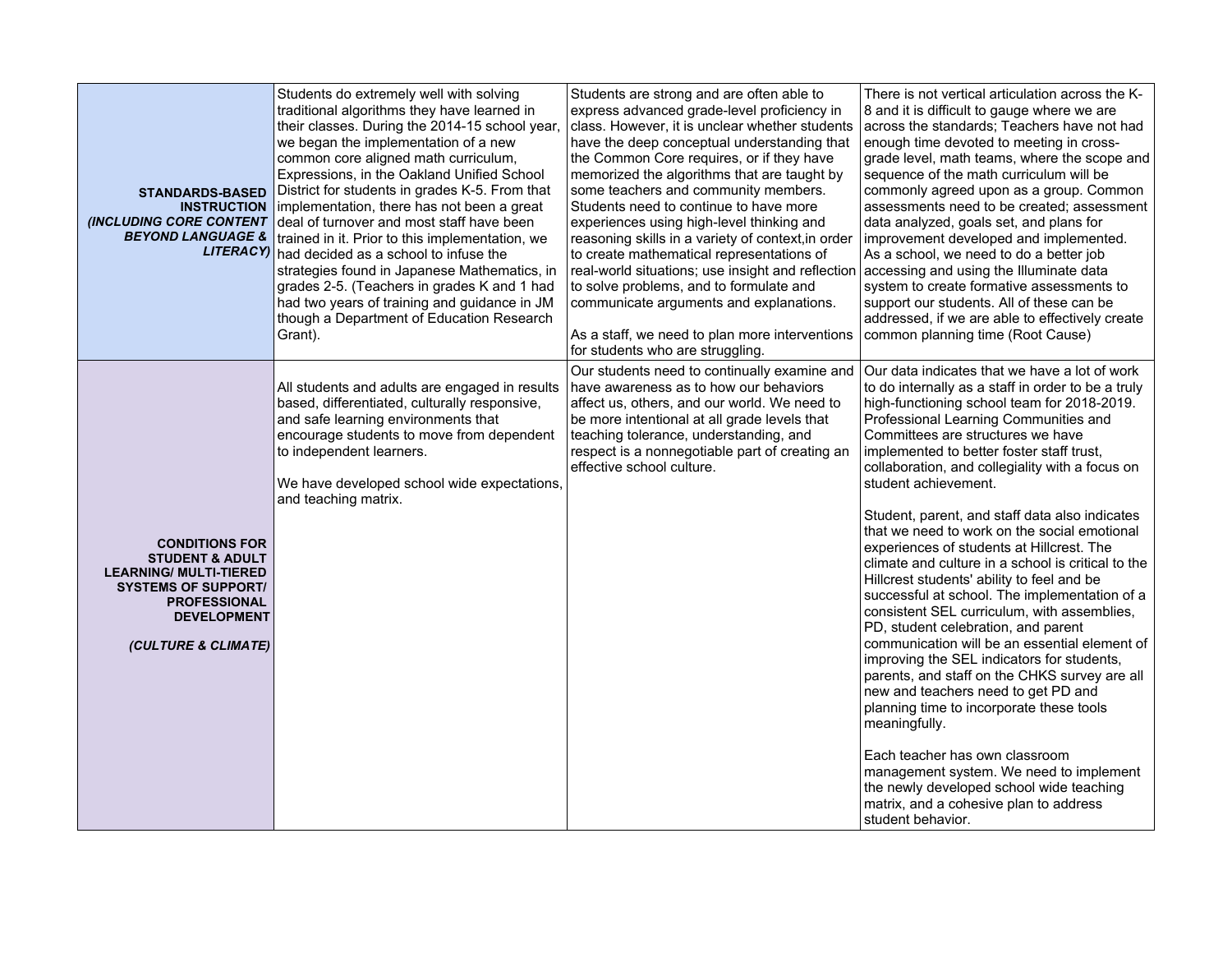| | | | |
|---|---|---|---|
| **STANDARDS-BASED INSTRUCTION** ***(INCLUDING CORE CONTENT BEYOND LANGUAGE & LITERACY)*** | Students do extremely well with solving traditional algorithms they have learned in their classes. During the 2014-15 school year, we began the implementation of a new common core aligned math curriculum, Expressions, in the Oakland Unified School District for students in grades K-5. From that implementation, there has not been a great deal of turnover and most staff have been trained in it. Prior to this implementation, we had decided as a school to infuse the strategies found in Japanese Mathematics, in grades 2-5. (Teachers in grades K and 1 had had two years of training and guidance in JM though a Department of Education Research Grant). | Students are strong and are often able to express advanced grade-level proficiency in class. However, it is unclear whether students have the deep conceptual understanding that the Common Core requires, or if they have memorized the algorithms that are taught by some teachers and community members. Students need to continue to have more experiences using high-level thinking and reasoning skills in a variety of context,in order to create mathematical representations of real-world situations; use insight and reflection to solve problems, and to formulate and communicate arguments and explanations.<br><br>As a staff, we need to plan more interventions for students who are struggling. | There is not vertical articulation across the K-8 and it is difficult to gauge where we are across the standards; Teachers have not had enough time devoted to meeting in cross-grade level, math teams, where the scope and sequence of the math curriculum will be commonly agreed upon as a group. Common assessments need to be created; assessment data analyzed, goals set, and plans for improvement developed and implemented. As a school, we need to do a better job accessing and using the Illuminate data system to create formative assessments to support our students. All of these can be addressed, if we are able to effectively create common planning time (Root Cause) |
| **CONDITIONS FOR STUDENT & ADULT LEARNING/ MULTI-TIERED SYSTEMS OF SUPPORT/ PROFESSIONAL DEVELOPMENT**<br><br>***(CULTURE & CLIMATE)*** | All students and adults are engaged in results based, differentiated, culturally responsive, and safe learning environments that encourage students to move from dependent to independent learners.<br><br>We have developed school wide expectations, and teaching matrix. | Our students need to continually examine and have awareness as to how our behaviors affect us, others, and our world. We need to be more intentional at all grade levels that teaching tolerance, understanding, and respect is a nonnegotiable part of creating an effective school culture. | Our data indicates that we have a lot of work to do internally as a staff in order to be a truly high-functioning school team for 2018-2019. Professional Learning Communities and Committees are structures we have implemented to better foster staff trust, collaboration, and collegiality with a focus on student achievement.<br><br>Student, parent, and staff data also indicates that we need to work on the social emotional experiences of students at Hillcrest. The climate and culture in a school is critical to the Hillcrest students' ability to feel and be successful at school. The implementation of a consistent SEL curriculum, with assemblies, PD, student celebration, and parent communication will be an essential element of improving the SEL indicators for students, parents, and staff on the CHKS survey are all new and teachers need to get PD and planning time to incorporate these tools meaningfully.<br><br>Each teacher has own classroom management system. We need to implement the newly developed school wide teaching matrix, and a cohesive plan to address student behavior. |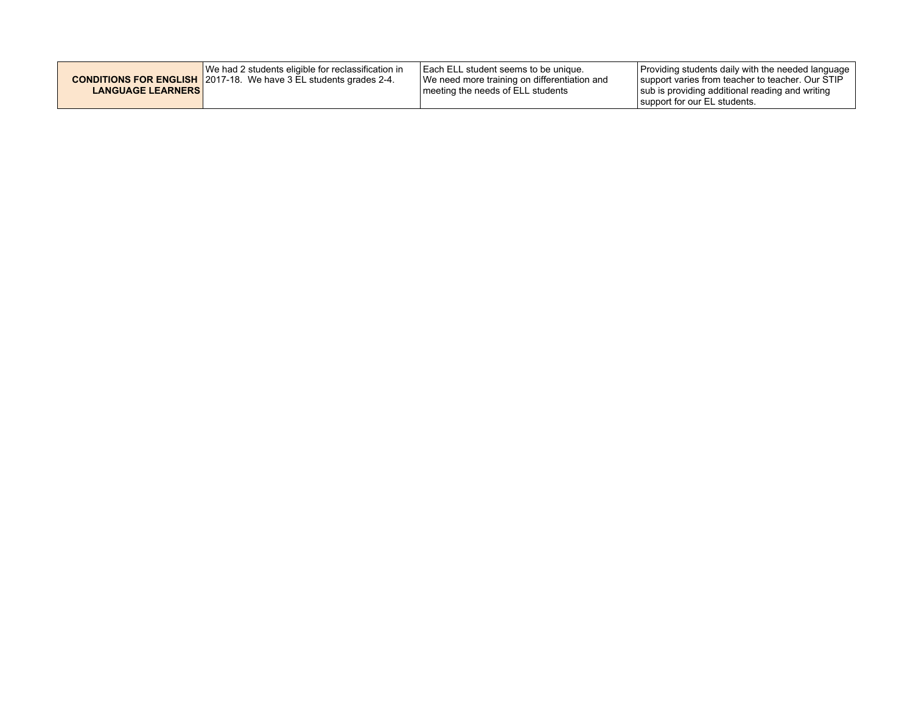| | | | |
|---|---|---|---|
| **CONDITIONS FOR ENGLISH LANGUAGE LEARNERS** | We had 2 students eligible for reclassification in 2017-18. We have 3 EL students grades 2-4. | Each ELL student seems to be unique.<br>We need more training on differentiation and meeting the needs of ELL students | Providing students daily with the needed language support varies from teacher to teacher. Our STIP sub is providing additional reading and writing support for our EL students. |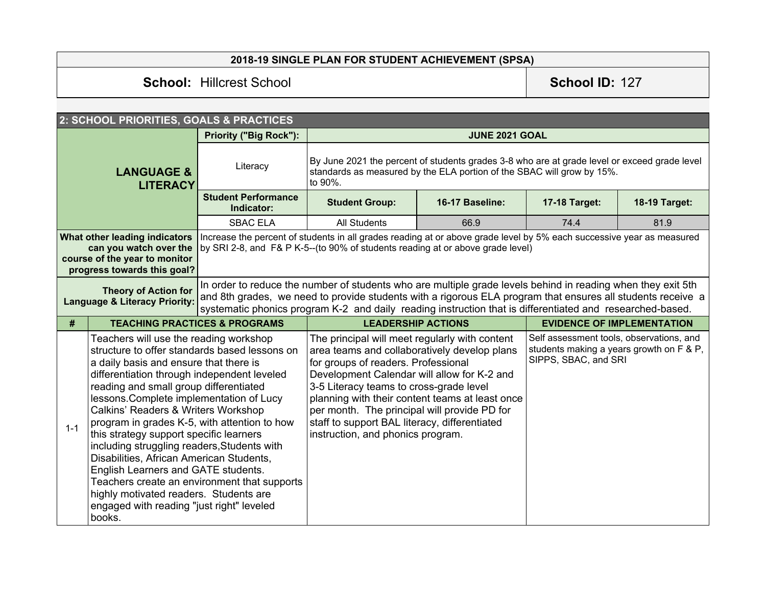**2018-19 SINGLE PLAN FOR STUDENT ACHIEVEMENT (SPSA)**

**School:** Hillcrest School | **School ID:** 127

## 2: SCHOOL PRIORITIES, GOALS & PRACTICES

| **LANGUAGE & LITERACY** | **Priority ("Big Rock"):** | **JUNE 2021 GOAL** | | | |
|---|---|---|---|---|---|
| | Literacy | By June 2021 the percent of students grades 3-8 who are at grade level or exceed grade level standards as measured by the ELA portion of the SBAC will grow by 15%. to 90%. | | | |
| | **Student Performance Indicator:** | **Student Group:** | **16-17 Baseline:** | **17-18 Target:** | **18-19 Target:** |
| | SBAC ELA | All Students | 66.9 | 74.4 | 81.9 |

| | |
|---|---|
| **What other leading indicators can you watch over the course of the year to monitor progress towards this goal?** | Increase the percent of students in all grades reading at or above grade level by 5% each successive year as measured by SRI 2-8, and F& P K-5--(to 90% of students reading at or above grade level) |
| **Theory of Action for Language & Literacy Priority:** | In order to reduce the number of students who are multiple grade levels behind in reading when they exit 5th and 8th grades, we need to provide students with a rigorous ELA program that ensures all students receive a systematic phonics program K-2 and daily reading instruction that is differentiated and researched-based. |

| # | TEACHING PRACTICES & PROGRAMS | LEADERSHIP ACTIONS | EVIDENCE OF IMPLEMENTATION |
|---|---|---|---|
| 1-1 | Teachers will use the reading workshop structure to offer standards based lessons on a daily basis and ensure that there is differentiation through independent leveled reading and small group differentiated lessons.Complete implementation of Lucy Calkins' Readers & Writers Workshop program in grades K-5, with attention to how this strategy support specific learners including struggling readers,Students with Disabilities, African American Students, English Learners and GATE students. Teachers create an environment that supports highly motivated readers. Students are engaged with reading "just right" leveled books. | The principal will meet regularly with content area teams and collaboratively develop plans for groups of readers. Professional Development Calendar will allow for K-2 and 3-5 Literacy teams to cross-grade level planning with their content teams at least once per month. The principal will provide PD for staff to support BAL literacy, differentiated instruction, and phonics program. | Self assessment tools, observations, and students making a years growth on F & P, SIPPS, SBAC, and SRI |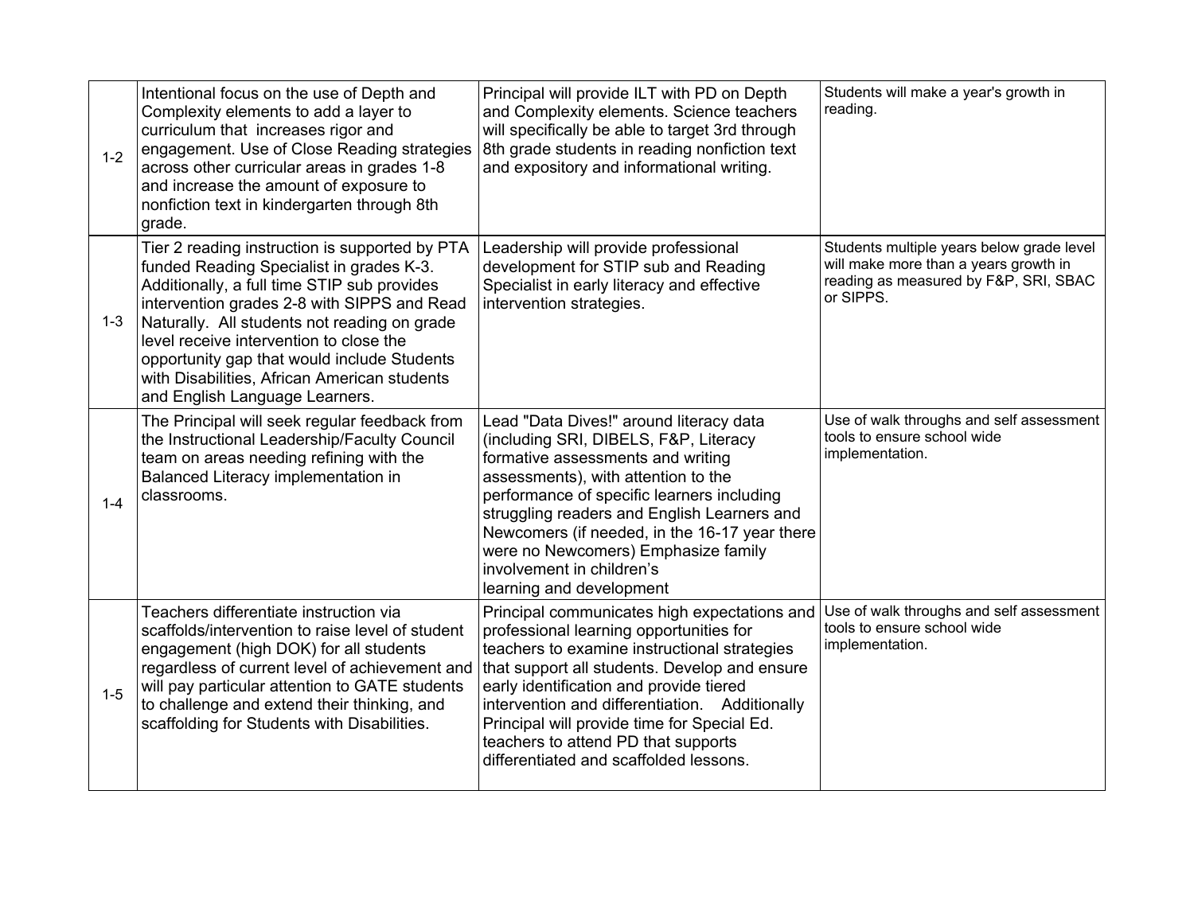| | | | |
|---|---|---|---|
| 1-2 | Intentional focus on the use of Depth and Complexity elements to add a layer to curriculum that increases rigor and engagement. Use of Close Reading strategies across other curricular areas in grades 1-8 and increase the amount of exposure to nonfiction text in kindergarten through 8th grade. | Principal will provide ILT with PD on Depth and Complexity elements. Science teachers will specifically be able to target 3rd through 8th grade students in reading nonfiction text and expository and informational writing. | Students will make a year's growth in reading. |
| 1-3 | Tier 2 reading instruction is supported by PTA funded Reading Specialist in grades K-3. Additionally, a full time STIP sub provides intervention grades 2-8 with SIPPS and Read Naturally. All students not reading on grade level receive intervention to close the opportunity gap that would include Students with Disabilities, African American students and English Language Learners. | Leadership will provide professional development for STIP sub and Reading Specialist in early literacy and effective intervention strategies. | Students multiple years below grade level will make more than a years growth in reading as measured by F&P, SRI, SBAC or SIPPS. |
| 1-4 | The Principal will seek regular feedback from the Instructional Leadership/Faculty Council team on areas needing refining with the Balanced Literacy implementation in classrooms. | Lead "Data Dives!" around literacy data (including SRI, DIBELS, F&P, Literacy formative assessments and writing assessments), with attention to the performance of specific learners including struggling readers and English Learners and Newcomers (if needed, in the 16-17 year there were no Newcomers) Emphasize family involvement in children's learning and development | Use of walk throughs and self assessment tools to ensure school wide implementation. |
| 1-5 | Teachers differentiate instruction via scaffolds/intervention to raise level of student engagement (high DOK) for all students regardless of current level of achievement and will pay particular attention to GATE students to challenge and extend their thinking, and scaffolding for Students with Disabilities. | Principal communicates high expectations and professional learning opportunities for teachers to examine instructional strategies that support all students. Develop and ensure early identification and provide tiered intervention and differentiation. Additionally Principal will provide time for Special Ed. teachers to attend PD that supports differentiated and scaffolded lessons. | Use of walk throughs and self assessment tools to ensure school wide implementation. |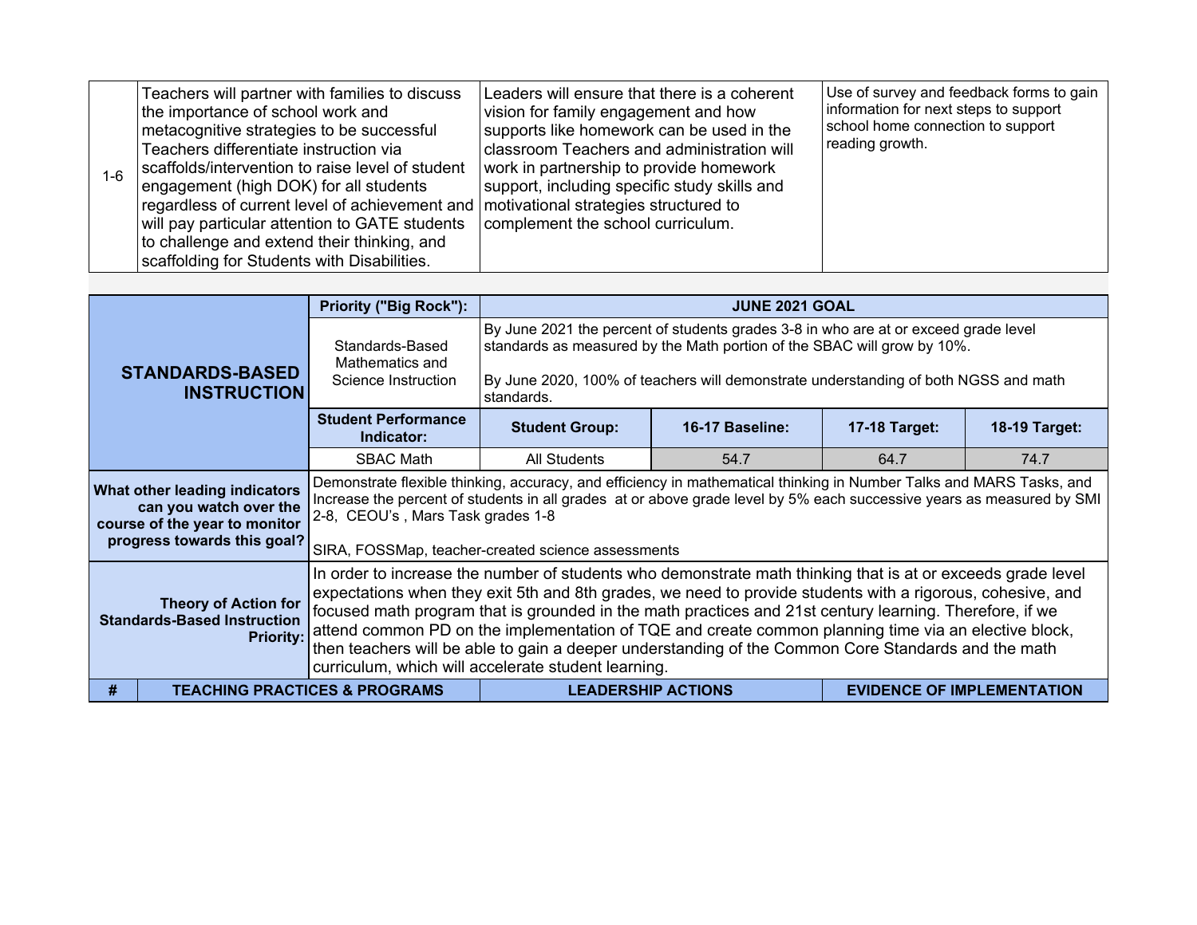| # | TEACHING PRACTICES & PROGRAMS | LEADERSHIP ACTIONS | EVIDENCE OF IMPLEMENTATION |
|---|---|---|---|
| 1-6 | Teachers will partner with families to discuss the importance of school work and metacognitive strategies to be successful Teachers differentiate instruction via scaffolds/intervention to raise level of student engagement (high DOK) for all students regardless of current level of achievement and will pay particular attention to GATE students to challenge and extend their thinking, and scaffolding for Students with Disabilities. | Leaders will ensure that there is a coherent vision for family engagement and how supports like homework can be used in the classroom Teachers and administration will work in partnership to provide homework support, including specific study skills and motivational strategies structured to complement the school curriculum. | Use of survey and feedback forms to gain information for next steps to support school home connection to support reading growth. |

| STANDARDS-BASED INSTRUCTION | Priority ("Big Rock"): | JUNE 2021 GOAL | | | |
|---|---|---|---|---|---|
| | Standards-Based Mathematics and Science Instruction | By June 2021 the percent of students grades 3-8 in who are at or exceed grade level standards as measured by the Math portion of the SBAC will grow by 10%.<br><br>By June 2020, 100% of teachers will demonstrate understanding of both NGSS and math standards. | | | |
| | **Student Performance Indicator:** | **Student Group:** | **16-17 Baseline:** | **17-18 Target:** | **18-19 Target:** |
| | SBAC Math | All Students | 54.7 | 64.7 | 74.7 |
| **What other leading indicators can you watch over the course of the year to monitor progress towards this goal?** | Demonstrate flexible thinking, accuracy, and efficiency in mathematical thinking in Number Talks and MARS Tasks, and Increase the percent of students in all grades at or above grade level by 5% each successive years as measured by SMI 2-8, CEOU's , Mars Task grades 1-8<br><br>SIRA, FOSSMap, teacher-created science assessments | | | | |
| **Theory of Action for Standards-Based Instruction Priority:** | In order to increase the number of students who demonstrate math thinking that is at or exceeds grade level expectations when they exit 5th and 8th grades, we need to provide students with a rigorous, cohesive, and focused math program that is grounded in the math practices and 21st century learning. Therefore, if we attend common PD on the implementation of TQE and create common planning time via an elective block, then teachers will be able to gain a deeper understanding of the Common Core Standards and the math curriculum, which will accelerate student learning. | | | | |

| # | TEACHING PRACTICES & PROGRAMS | LEADERSHIP ACTIONS | EVIDENCE OF IMPLEMENTATION |
|---|---|---|---|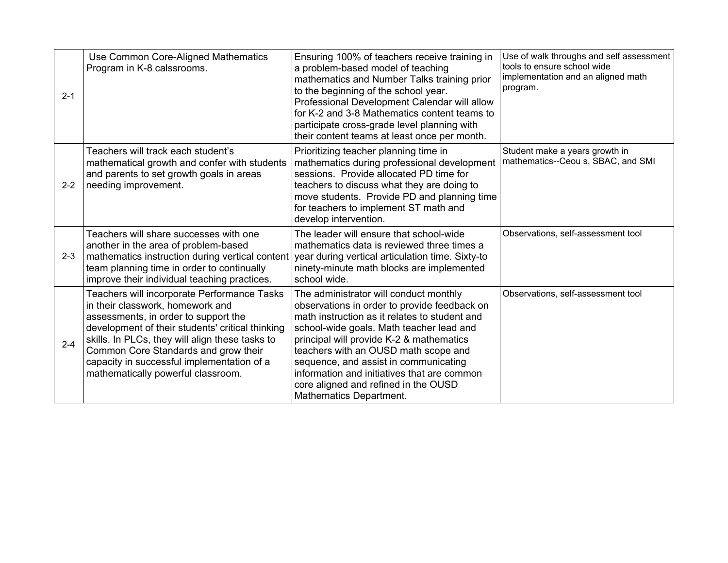| | | | |
|---|---|---|---|
| 2-1 | Use Common Core-Aligned Mathematics Program in K-8 calssrooms. | Ensuring 100% of teachers receive training in a problem-based model of teaching mathematics and Number Talks training prior to the beginning of the school year. Professional Development Calendar will allow for K-2 and 3-8 Mathematics content teams to participate cross-grade level planning with their content teams at least once per month. | Use of walk throughs and self assessment tools to ensure school wide implementation and an aligned math program. |
| 2-2 | Teachers will track each student's mathematical growth and confer with students and parents to set growth goals in areas needing improvement. | Prioritizing teacher planning time in mathematics during professional development sessions. Provide allocated PD time for teachers to discuss what they are doing to move students. Provide PD and planning time for teachers to implement ST math and develop intervention. | Student make a years growth in mathematics--Ceou s, SBAC, and SMI |
| 2-3 | Teachers will share successes with one another in the area of problem-based mathematics instruction during vertical content team planning time in order to continually improve their individual teaching practices. | The leader will ensure that school-wide mathematics data is reviewed three times a year during vertical articulation time. Sixty-to ninety-minute math blocks are implemented school wide. | Observations, self-assessment tool |
| 2-4 | Teachers will incorporate Performance Tasks in their classwork, homework and assessments, in order to support the development of their students' critical thinking skills. In PLCs, they will align these tasks to Common Core Standards and grow their capacity in successful implementation of a mathematically powerful classroom. | The administrator will conduct monthly observations in order to provide feedback on math instruction as it relates to student and school-wide goals. Math teacher lead and principal will provide K-2 & mathematics teachers with an OUSD math scope and sequence, and assist in communicating information and initiatives that are common core aligned and refined in the OUSD Mathematics Department. | Observations, self-assessment tool |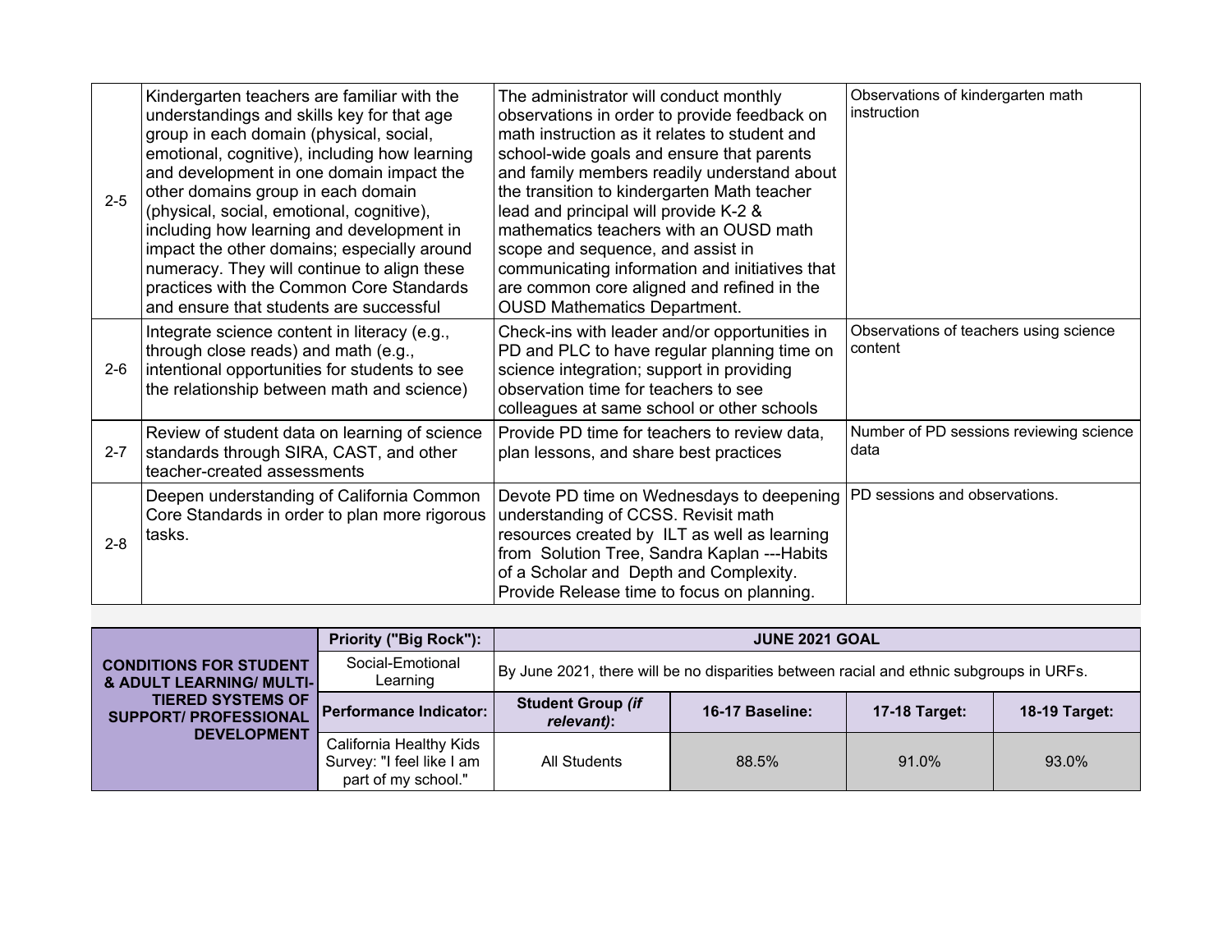| | | | |
|---|---|---|---|
| 2-5 | Kindergarten teachers are familiar with the understandings and skills key for that age group in each domain (physical, social, emotional, cognitive), including how learning and development in one domain impact the other domains group in each domain (physical, social, emotional, cognitive), including how learning and development in impact the other domains; especially around numeracy. They will continue to align these practices with the Common Core Standards and ensure that students are successful | The administrator will conduct monthly observations in order to provide feedback on math instruction as it relates to student and school-wide goals and ensure that parents and family members readily understand about the transition to kindergarten Math teacher lead and principal will provide K-2 & mathematics teachers with an OUSD math scope and sequence, and assist in communicating information and initiatives that are common core aligned and refined in the OUSD Mathematics Department. | Observations of kindergarten math instruction |
| 2-6 | Integrate science content in literacy (e.g., through close reads) and math (e.g., intentional opportunities for students to see the relationship between math and science) | Check-ins with leader and/or opportunities in PD and PLC to have regular planning time on science integration; support in providing observation time for teachers to see colleagues at same school or other schools | Observations of teachers using science content |
| 2-7 | Review of student data on learning of science standards through SIRA, CAST, and other teacher-created assessments | Provide PD time for teachers to review data, plan lessons, and share best practices | Number of PD sessions reviewing science data |
| 2-8 | Deepen understanding of California Common Core Standards in order to plan more rigorous tasks. | Devote PD time on Wednesdays to deepening understanding of CCSS. Revisit math resources created by ILT as well as learning from Solution Tree, Sandra Kaplan ---Habits of a Scholar and Depth and Complexity. Provide Release time to focus on planning. | PD sessions and observations. |

| **CONDITIONS FOR STUDENT & ADULT LEARNING/ MULTI-TIERED SYSTEMS OF SUPPORT/ PROFESSIONAL DEVELOPMENT** | **Priority ("Big Rock"):** | **JUNE 2021 GOAL** | | | |
|---|---|---|---|---|---|
| | Social-Emotional Learning | By June 2021, there will be no disparities between racial and ethnic subgroups in URFs. | | | |
| | **Performance Indicator:** | **Student Group *(if relevant)*:** | **16-17 Baseline:** | **17-18 Target:** | **18-19 Target:** |
| | California Healthy Kids Survey: "I feel like I am part of my school." | All Students | 88.5% | 91.0% | 93.0% |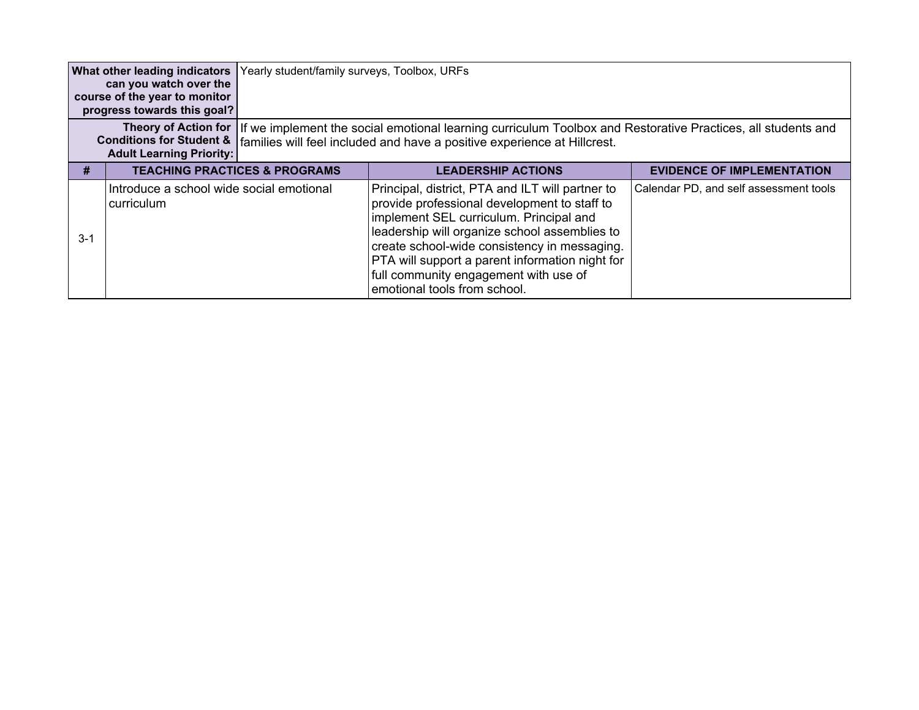| What other leading indicators can you watch over the course of the year to monitor progress towards this goal? | Yearly student/family surveys, Toolbox, URFs | | |
|---|---|---|---|
| **Theory of Action for Conditions for Student & Adult Learning Priority:** | If we implement the social emotional learning curriculum Toolbox and Restorative Practices, all students and families will feel included and have a positive experience at Hillcrest. | | |

| # | TEACHING PRACTICES & PROGRAMS | LEADERSHIP ACTIONS | EVIDENCE OF IMPLEMENTATION |
|---|---|---|---|
| 3-1 | Introduce a school wide social emotional curriculum | Principal, district, PTA and ILT will partner to provide professional development to staff to implement SEL curriculum. Principal and leadership will organize school assemblies to create school-wide consistency in messaging. PTA will support a parent information night for full community engagement with use of emotional tools from school. | Calendar PD, and self assessment tools |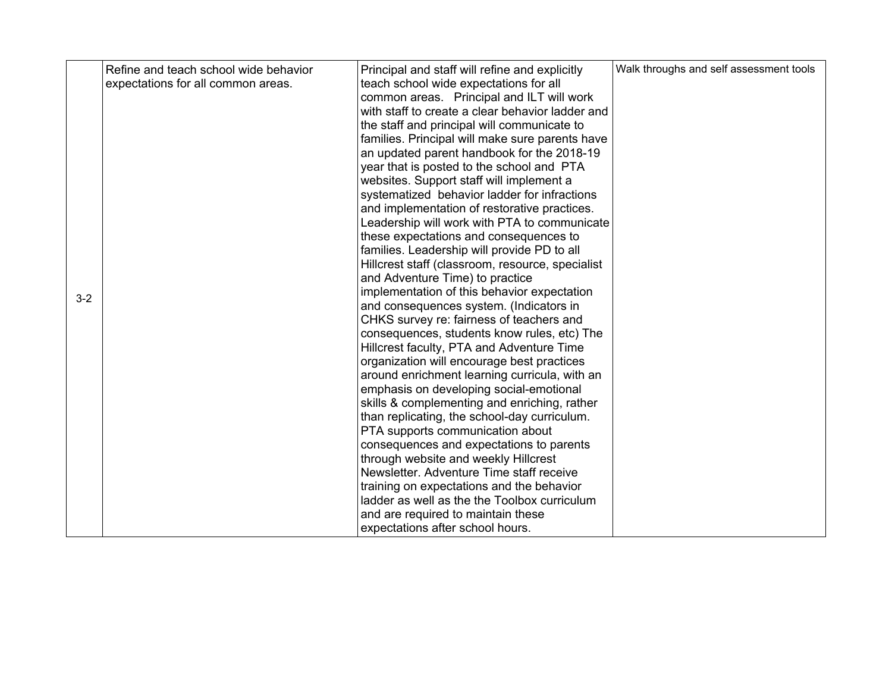| | | | |
|---|---|---|---|
| 3-2 | Refine and teach school wide behavior expectations for all common areas. | Principal and staff will refine and explicitly teach school wide expectations for all common areas. Principal and ILT will work with staff to create a clear behavior ladder and the staff and principal will communicate to families. Principal will make sure parents have an updated parent handbook for the 2018-19 year that is posted to the school and PTA websites. Support staff will implement a systematized behavior ladder for infractions and implementation of restorative practices. Leadership will work with PTA to communicate these expectations and consequences to families. Leadership will provide PD to all Hillcrest staff (classroom, resource, specialist and Adventure Time) to practice implementation of this behavior expectation and consequences system. (Indicators in CHKS survey re: fairness of teachers and consequences, students know rules, etc) The Hillcrest faculty, PTA and Adventure Time organization will encourage best practices around enrichment learning curricula, with an emphasis on developing social-emotional skills & complementing and enriching, rather than replicating, the school-day curriculum. PTA supports communication about consequences and expectations to parents through website and weekly Hillcrest Newsletter. Adventure Time staff receive training on expectations and the behavior ladder as well as the the Toolbox curriculum and are required to maintain these expectations after school hours. | Walk throughs and self assessment tools |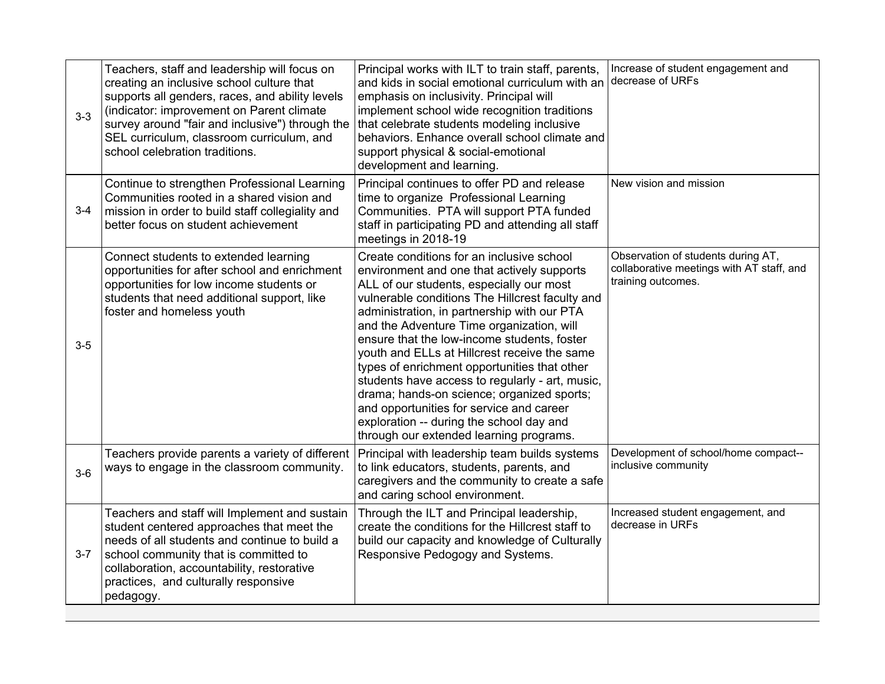| | | | |
|---|---|---|---|
| 3-3 | Teachers, staff and leadership will focus on creating an inclusive school culture that supports all genders, races, and ability levels (indicator: improvement on Parent climate survey around "fair and inclusive") through the SEL curriculum, classroom curriculum, and school celebration traditions. | Principal works with ILT to train staff, parents, and kids in social emotional curriculum with an emphasis on inclusivity. Principal will implement school wide recognition traditions that celebrate students modeling inclusive behaviors. Enhance overall school climate and support physical & social-emotional development and learning. | Increase of student engagement and decrease of URFs |
| 3-4 | Continue to strengthen Professional Learning Communities rooted in a shared vision and mission in order to build staff collegiality and better focus on student achievement | Principal continues to offer PD and release time to organize Professional Learning Communities. PTA will support PTA funded staff in participating PD and attending all staff meetings in 2018-19 | New vision and mission |
| 3-5 | Connect students to extended learning opportunities for after school and enrichment opportunities for low income students or students that need additional support, like foster and homeless youth | Create conditions for an inclusive school environment and one that actively supports ALL of our students, especially our most vulnerable conditions The Hillcrest faculty and administration, in partnership with our PTA and the Adventure Time organization, will ensure that the low-income students, foster youth and ELLs at Hillcrest receive the same types of enrichment opportunities that other students have access to regularly - art, music, drama; hands-on science; organized sports; and opportunities for service and career exploration -- during the school day and through our extended learning programs. | Observation of students during AT, collaborative meetings with AT staff, and training outcomes. |
| 3-6 | Teachers provide parents a variety of different ways to engage in the classroom community. | Principal with leadership team builds systems to link educators, students, parents, and caregivers and the community to create a safe and caring school environment. | Development of school/home compact--inclusive community |
| 3-7 | Teachers and staff will Implement and sustain student centered approaches that meet the needs of all students and continue to build a school community that is committed to collaboration, accountability, restorative practices, and culturally responsive pedagogy. | Through the ILT and Principal leadership, create the conditions for the Hillcrest staff to build our capacity and knowledge of Culturally Responsive Pedogogy and Systems. | Increased student engagement, and decrease in URFs |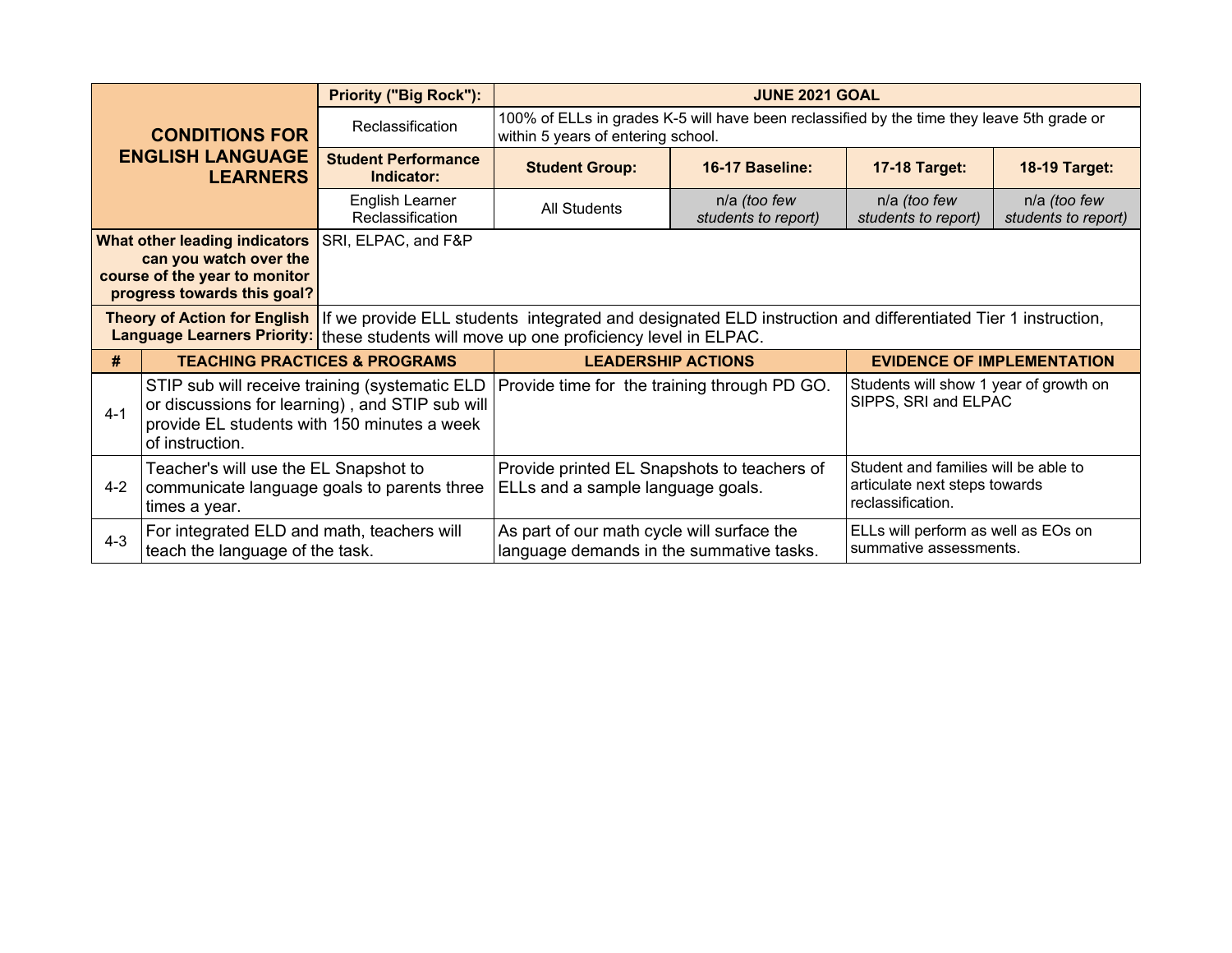| CONDITIONS FOR ENGLISH LANGUAGE LEARNERS | Priority ("Big Rock"): | JUNE 2021 GOAL | | | |
|---|---|---|---|---|---|
| | Reclassification | 100% of ELLs in grades K-5 will have been reclassified by the time they leave 5th grade or within 5 years of entering school. | | | |
| | **Student Performance Indicator:** | **Student Group:** | **16-17 Baseline:** | **17-18 Target:** | **18-19 Target:** |
| | English Learner Reclassification | All Students | n/a *(too few students to report)* | n/a *(too few students to report)* | n/a *(too few students to report)* |
| **What other leading indicators can you watch over the course of the year to monitor progress towards this goal?** | SRI, ELPAC, and F&P | | | | |
| **Theory of Action for English Language Learners Priority:** | If we provide ELL students integrated and designated ELD instruction and differentiated Tier 1 instruction, these students will move up one proficiency level in ELPAC. | | | | |

| # | TEACHING PRACTICES & PROGRAMS | LEADERSHIP ACTIONS | EVIDENCE OF IMPLEMENTATION |
|---|---|---|---|
| 4-1 | STIP sub will receive training (systematic ELD or discussions for learning) , and STIP sub will provide EL students with 150 minutes a week of instruction. | Provide time for the training through PD GO. | Students will show 1 year of growth on SIPPS, SRI and ELPAC |
| 4-2 | Teacher's will use the EL Snapshot to communicate language goals to parents three times a year. | Provide printed EL Snapshots to teachers of ELLs and a sample language goals. | Student and families will be able to articulate next steps towards reclassification. |
| 4-3 | For integrated ELD and math, teachers will teach the language of the task. | As part of our math cycle will surface the language demands in the summative tasks. | ELLs will perform as well as EOs on summative assessments. |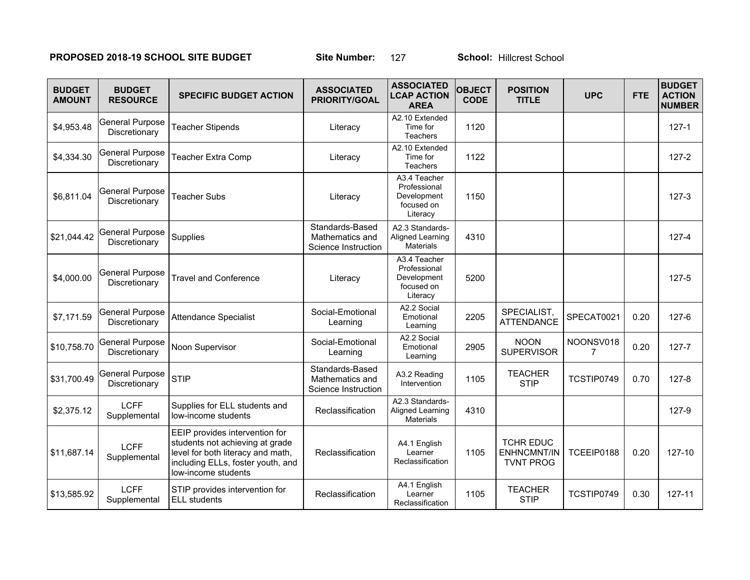**PROPOSED 2018-19 SCHOOL SITE BUDGET** **Site Number:** 127 **School:** Hillcrest School

| BUDGET AMOUNT | BUDGET RESOURCE | SPECIFIC BUDGET ACTION | ASSOCIATED PRIORITY/GOAL | ASSOCIATED LCAP ACTION AREA | OBJECT CODE | POSITION TITLE | UPC | FTE | BUDGET ACTION NUMBER |
|---|---|---|---|---|---|---|---|---|---|
| $4,953.48 | General Purpose Discretionary | Teacher Stipends | Literacy | A2.10 Extended Time for Teachers | 1120 | | | | 127-1 |
| $4,334.30 | General Purpose Discretionary | Teacher Extra Comp | Literacy | A2.10 Extended Time for Teachers | 1122 | | | | 127-2 |
| $6,811.04 | General Purpose Discretionary | Teacher Subs | Literacy | A3.4 Teacher Professional Development focused on Literacy | 1150 | | | | 127-3 |
| $21,044.42 | General Purpose Discretionary | Supplies | Standards-Based Mathematics and Science Instruction | A2.3 Standards-Aligned Learning Materials | 4310 | | | | 127-4 |
| $4,000.00 | General Purpose Discretionary | Travel and Conference | Literacy | A3.4 Teacher Professional Development focused on Literacy | 5200 | | | | 127-5 |
| $7,171.59 | General Purpose Discretionary | Attendance Specialist | Social-Emotional Learning | A2.2 Social Emotional Learning | 2205 | SPECIALIST, ATTENDANCE | SPECAT0021 | 0.20 | 127-6 |
| $10,758.70 | General Purpose Discretionary | Noon Supervisor | Social-Emotional Learning | A2.2 Social Emotional Learning | 2905 | NOON SUPERVISOR | NOONSV0187 | 0.20 | 127-7 |
| $31,700.49 | General Purpose Discretionary | STIP | Standards-Based Mathematics and Science Instruction | A3.2 Reading Intervention | 1105 | TEACHER STIP | TCSTIP0749 | 0.70 | 127-8 |
| $2,375.12 | LCFF Supplemental | Supplies for ELL students and low-income students | Reclassification | A2.3 Standards-Aligned Learning Materials | 4310 | | | | 127-9 |
| $11,687.14 | LCFF Supplemental | EEIP provides intervention for students not achieving at grade level for both literacy and math, including ELLs, foster youth, and low-income students | Reclassification | A4.1 English Learner Reclassification | 1105 | TCHR EDUC ENHNCMNT/INTVNT PROG | TCEEIP0188 | 0.20 | 127-10 |
| $13,585.92 | LCFF Supplemental | STIP provides intervention for ELL students | Reclassification | A4.1 English Learner Reclassification | 1105 | TEACHER STIP | TCSTIP0749 | 0.30 | 127-11 |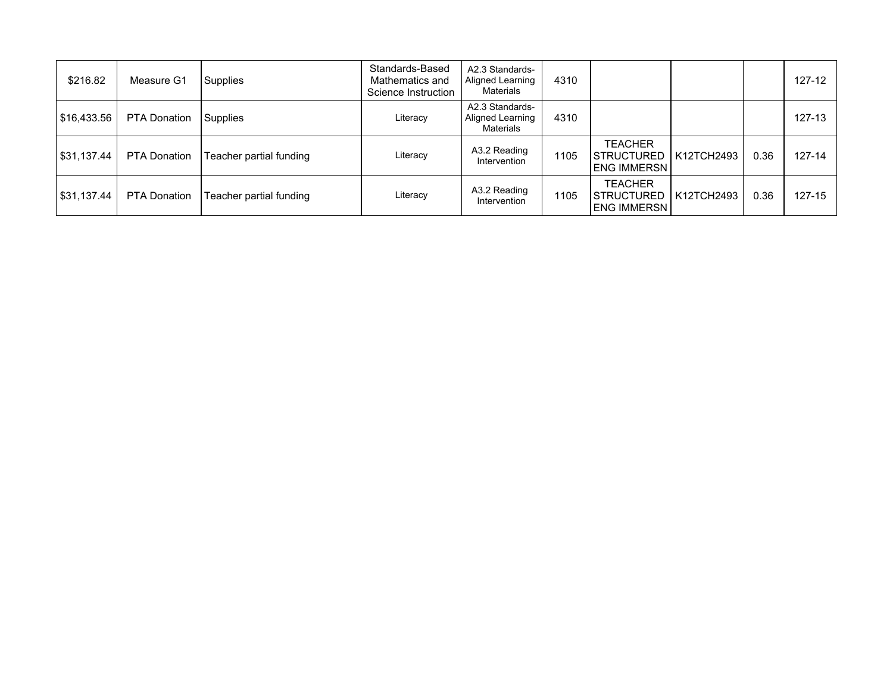| | | | | | | | | | |
|---|---|---|---|---|---|---|---|---|---|
| $216.82 | Measure G1 | Supplies | Standards-Based Mathematics and Science Instruction | A2.3 Standards-Aligned Learning Materials | 4310 | | | | 127-12 |
| $16,433.56 | PTA Donation | Supplies | Literacy | A2.3 Standards-Aligned Learning Materials | 4310 | | | | 127-13 |
| $31,137.44 | PTA Donation | Teacher partial funding | Literacy | A3.2 Reading Intervention | 1105 | TEACHER STRUCTURED ENG IMMERSN | K12TCH2493 | 0.36 | 127-14 |
| $31,137.44 | PTA Donation | Teacher partial funding | Literacy | A3.2 Reading Intervention | 1105 | TEACHER STRUCTURED ENG IMMERSN | K12TCH2493 | 0.36 | 127-15 |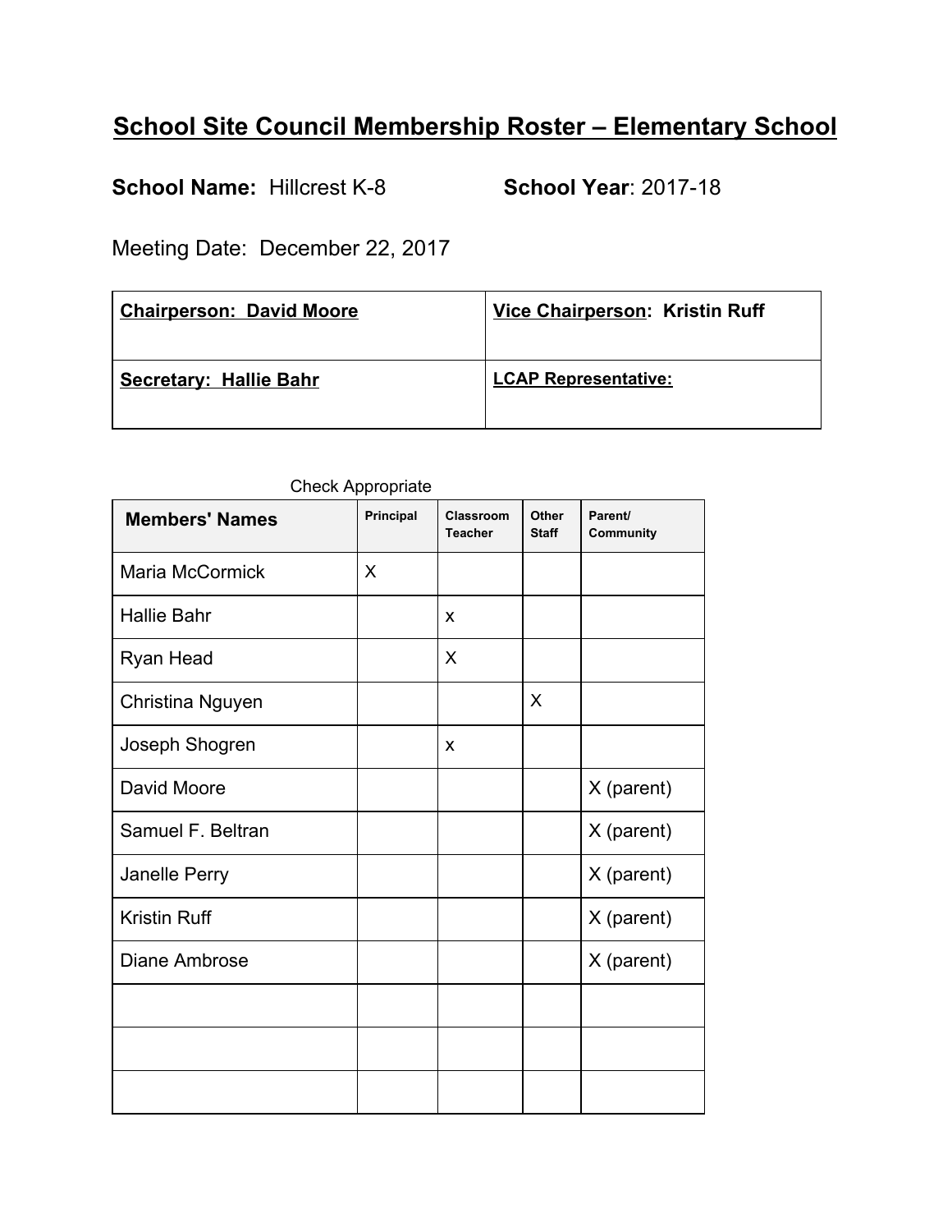# School Site Council Membership Roster – Elementary School

**School Name:** Hillcrest K-8 **School Year**: 2017-18

Meeting Date: December 22, 2017

| | |
|---|---|
| **Chairperson: David Moore** | **Vice Chairperson: Kristin Ruff** |
| **Secretary: Hallie Bahr** | **LCAP Representative:** |

Check Appropriate

| Members' Names | Principal | Classroom Teacher | Other Staff | Parent/ Community |
|---|---|---|---|---|
| Maria McCormick | X | | | |
| Hallie Bahr | | x | | |
| Ryan Head | | X | | |
| Christina Nguyen | | | X | |
| Joseph Shogren | | x | | |
| David Moore | | | | X (parent) |
| Samuel F. Beltran | | | | X (parent) |
| Janelle Perry | | | | X (parent) |
| Kristin Ruff | | | | X (parent) |
| Diane Ambrose | | | | X (parent) |
| | | | | |
| | | | | |
| | | | | |